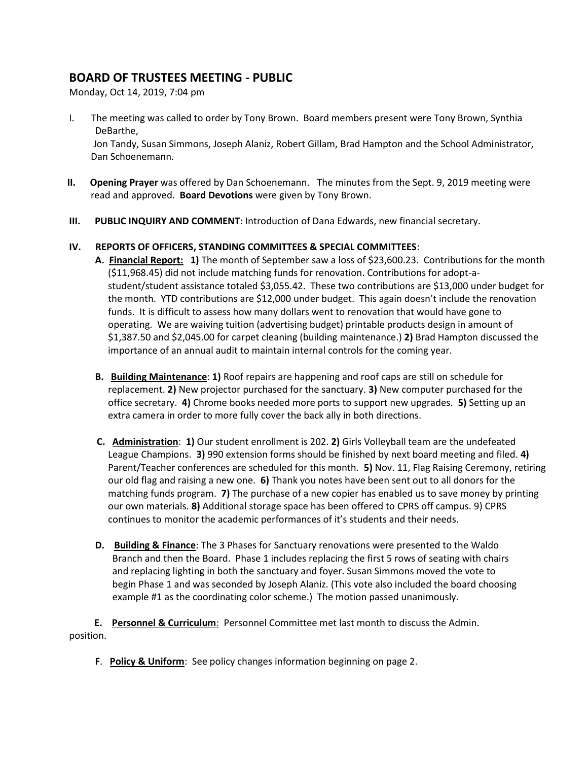## BOARD OF TRUSTEES MEETING - PUBLIC

Monday, Oct 14, 2019, 7:04 pm

I. The meeting was called to order by Tony Brown. Board members present were Tony Brown, Synthia DeBarthe, Jon Tandy, Susan Simmons, Joseph Alaniz, Robert Gillam, Brad Hampton and the School Administrator, Dan Schoenemann.

II. **Opening Prayer** was offered by Dan Schoenemann. The minutes from the Sept. 9, 2019 meeting were read and approved. **Board Devotions** were given by Tony Brown.

III. **PUBLIC INQUIRY AND COMMENT**: Introduction of Dana Edwards, new financial secretary.

IV. **REPORTS OF OFFICERS, STANDING COMMITTEES & SPECIAL COMMITTEES**:

A. **Financial Report:** **1)** The month of September saw a loss of $23,600.23. Contributions for the month ($11,968.45) did not include matching funds for renovation. Contributions for adopt-a-student/student assistance totaled $3,055.42. These two contributions are $13,000 under budget for the month. YTD contributions are $12,000 under budget. This again doesn't include the renovation funds. It is difficult to assess how many dollars went to renovation that would have gone to operating. We are waiving tuition (advertising budget) printable products design in amount of $1,387.50 and $2,045.00 for carpet cleaning (building maintenance.) **2)** Brad Hampton discussed the importance of an annual audit to maintain internal controls for the coming year.

B. **Building Maintenance**: **1)** Roof repairs are happening and roof caps are still on schedule for replacement. **2)** New projector purchased for the sanctuary. **3)** New computer purchased for the office secretary. **4)** Chrome books needed more ports to support new upgrades. **5)** Setting up an extra camera in order to more fully cover the back ally in both directions.

C. **Administration**: **1)** Our student enrollment is 202. **2)** Girls Volleyball team are the undefeated League Champions. **3)** 990 extension forms should be finished by next board meeting and filed. **4)** Parent/Teacher conferences are scheduled for this month. **5)** Nov. 11, Flag Raising Ceremony, retiring our old flag and raising a new one. **6)** Thank you notes have been sent out to all donors for the matching funds program. **7)** The purchase of a new copier has enabled us to save money by printing our own materials. **8)** Additional storage space has been offered to CPRS off campus. 9) CPRS continues to monitor the academic performances of it's students and their needs.

D. **Building & Finance**: The 3 Phases for Sanctuary renovations were presented to the Waldo Branch and then the Board. Phase 1 includes replacing the first 5 rows of seating with chairs and replacing lighting in both the sanctuary and foyer. Susan Simmons moved the vote to begin Phase 1 and was seconded by Joseph Alaniz. (This vote also included the board choosing example #1 as the coordinating color scheme.) The motion passed unanimously.

E. **Personnel & Curriculum**: Personnel Committee met last month to discuss the Admin. position.

F. **Policy & Uniform**: See policy changes information beginning on page 2.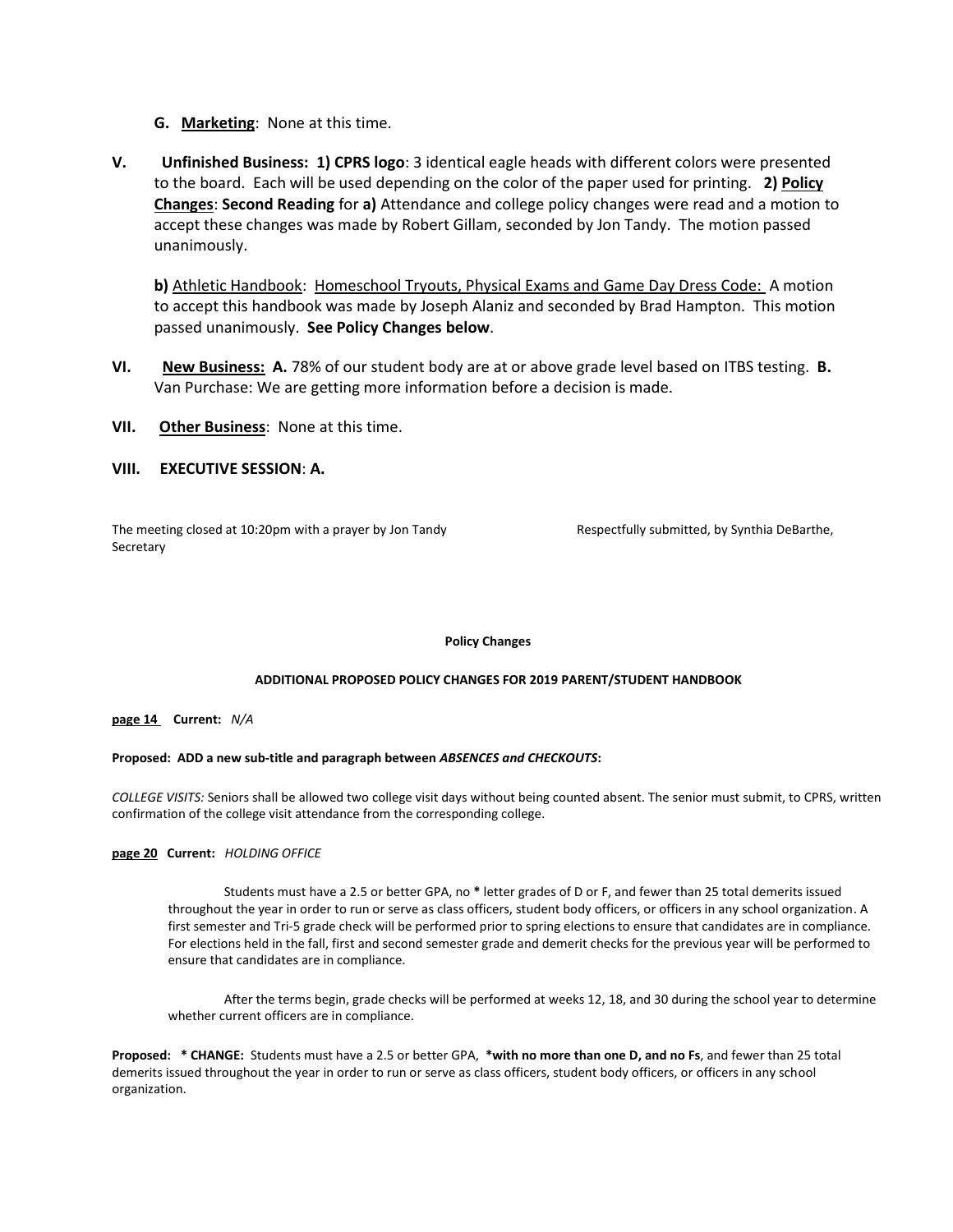**G. <u>Marketing</u>**: None at this time.

**V. Unfinished Business: 1) CPRS logo**: 3 identical eagle heads with different colors were presented to the board. Each will be used depending on the color of the paper used for printing. **2) <u>Policy Changes</u>**: **Second Reading** for **a)** Attendance and college policy changes were read and a motion to accept these changes was made by Robert Gillam, seconded by Jon Tandy. The motion passed unanimously.

**b)** <u>Athletic Handbook</u>: <u>Homeschool Tryouts, Physical Exams and Game Day Dress Code:</u> A motion to accept this handbook was made by Joseph Alaniz and seconded by Brad Hampton. This motion passed unanimously. **See Policy Changes below**.

**VI. <u>New Business:</u> A.** 78% of our student body are at or above grade level based on ITBS testing. **B.** Van Purchase: We are getting more information before a decision is made.

**VII. <u>Other Business</u>**: None at this time.

**VIII. EXECUTIVE SESSION**: **A.**

The meeting closed at 10:20pm with a prayer by Jon Tandy

Respectfully submitted, by Synthia DeBarthe, Secretary

**Policy Changes**

**ADDITIONAL PROPOSED POLICY CHANGES FOR 2019 PARENT/STUDENT HANDBOOK**

**<u>page 14</u> Current:** *N/A*

**Proposed: ADD a new sub-title and paragraph between *ABSENCES and CHECKOUTS*:**

*COLLEGE VISITS:* Seniors shall be allowed two college visit days without being counted absent. The senior must submit, to CPRS, written confirmation of the college visit attendance from the corresponding college.

**<u>page 20</u> Current:** *HOLDING OFFICE*

Students must have a 2.5 or better GPA, no **\*** letter grades of D or F, and fewer than 25 total demerits issued throughout the year in order to run or serve as class officers, student body officers, or officers in any school organization. A first semester and Tri-5 grade check will be performed prior to spring elections to ensure that candidates are in compliance. For elections held in the fall, first and second semester grade and demerit checks for the previous year will be performed to ensure that candidates are in compliance.

After the terms begin, grade checks will be performed at weeks 12, 18, and 30 during the school year to determine whether current officers are in compliance.

**Proposed: \* CHANGE:** Students must have a 2.5 or better GPA, **\*with no more than one D, and no Fs**, and fewer than 25 total demerits issued throughout the year in order to run or serve as class officers, student body officers, or officers in any school organization.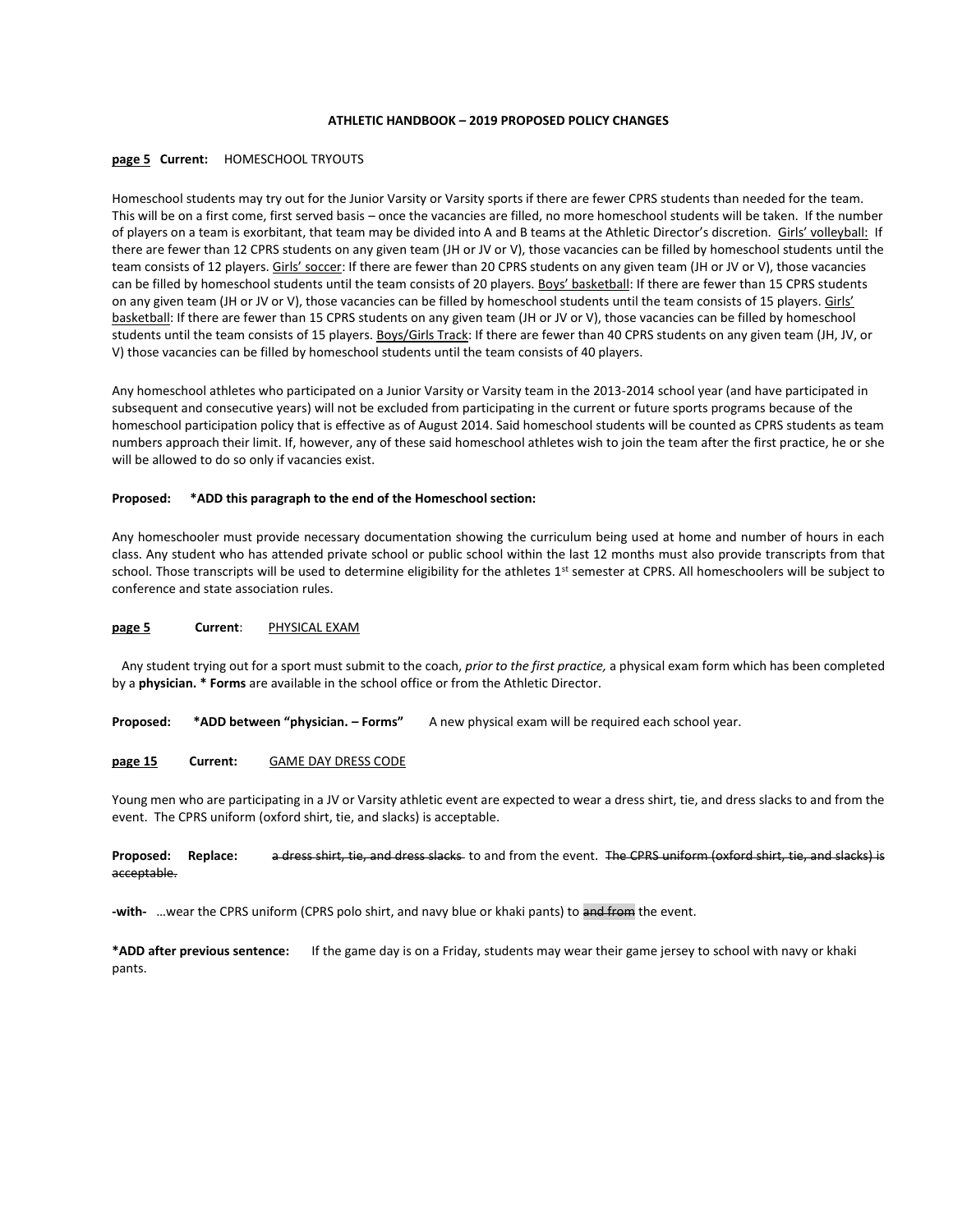**ATHLETIC HANDBOOK – 2019 PROPOSED POLICY CHANGES**

**page 5** **Current:** HOMESCHOOL TRYOUTS

Homeschool students may try out for the Junior Varsity or Varsity sports if there are fewer CPRS students than needed for the team. This will be on a first come, first served basis – once the vacancies are filled, no more homeschool students will be taken. If the number of players on a team is exorbitant, that team may be divided into A and B teams at the Athletic Director's discretion. Girls' volleyball: If there are fewer than 12 CPRS students on any given team (JH or JV or V), those vacancies can be filled by homeschool students until the team consists of 12 players. Girls' soccer: If there are fewer than 20 CPRS students on any given team (JH or JV or V), those vacancies can be filled by homeschool students until the team consists of 20 players. Boys' basketball: If there are fewer than 15 CPRS students on any given team (JH or JV or V), those vacancies can be filled by homeschool students until the team consists of 15 players. Girls' basketball: If there are fewer than 15 CPRS students on any given team (JH or JV or V), those vacancies can be filled by homeschool students until the team consists of 15 players. Boys/Girls Track: If there are fewer than 40 CPRS students on any given team (JH, JV, or V) those vacancies can be filled by homeschool students until the team consists of 40 players.

Any homeschool athletes who participated on a Junior Varsity or Varsity team in the 2013-2014 school year (and have participated in subsequent and consecutive years) will not be excluded from participating in the current or future sports programs because of the homeschool participation policy that is effective as of August 2014. Said homeschool students will be counted as CPRS students as team numbers approach their limit. If, however, any of these said homeschool athletes wish to join the team after the first practice, he or she will be allowed to do so only if vacancies exist.

**Proposed:** **\*ADD this paragraph to the end of the Homeschool section:**

Any homeschooler must provide necessary documentation showing the curriculum being used at home and number of hours in each class. Any student who has attended private school or public school within the last 12 months must also provide transcripts from that school. Those transcripts will be used to determine eligibility for the athletes 1st semester at CPRS. All homeschoolers will be subject to conference and state association rules.

**page 5** **Current**: PHYSICAL EXAM

Any student trying out for a sport must submit to the coach, *prior to the first practice,* a physical exam form which has been completed by a **physician. \* Forms** are available in the school office or from the Athletic Director.

**Proposed:** **\*ADD between "physician. – Forms"** A new physical exam will be required each school year.

**page 15** **Current:** GAME DAY DRESS CODE

Young men who are participating in a JV or Varsity athletic event are expected to wear a dress shirt, tie, and dress slacks to and from the event. The CPRS uniform (oxford shirt, tie, and slacks) is acceptable.

**Proposed:** **Replace:** ~~a dress shirt, tie, and dress slacks~~ to and from the event. ~~The CPRS uniform (oxford shirt, tie, and slacks) is acceptable.~~

**-with-** …wear the CPRS uniform (CPRS polo shirt, and navy blue or khaki pants) to ~~and from~~ the event.

**\*ADD after previous sentence:** If the game day is on a Friday, students may wear their game jersey to school with navy or khaki pants.